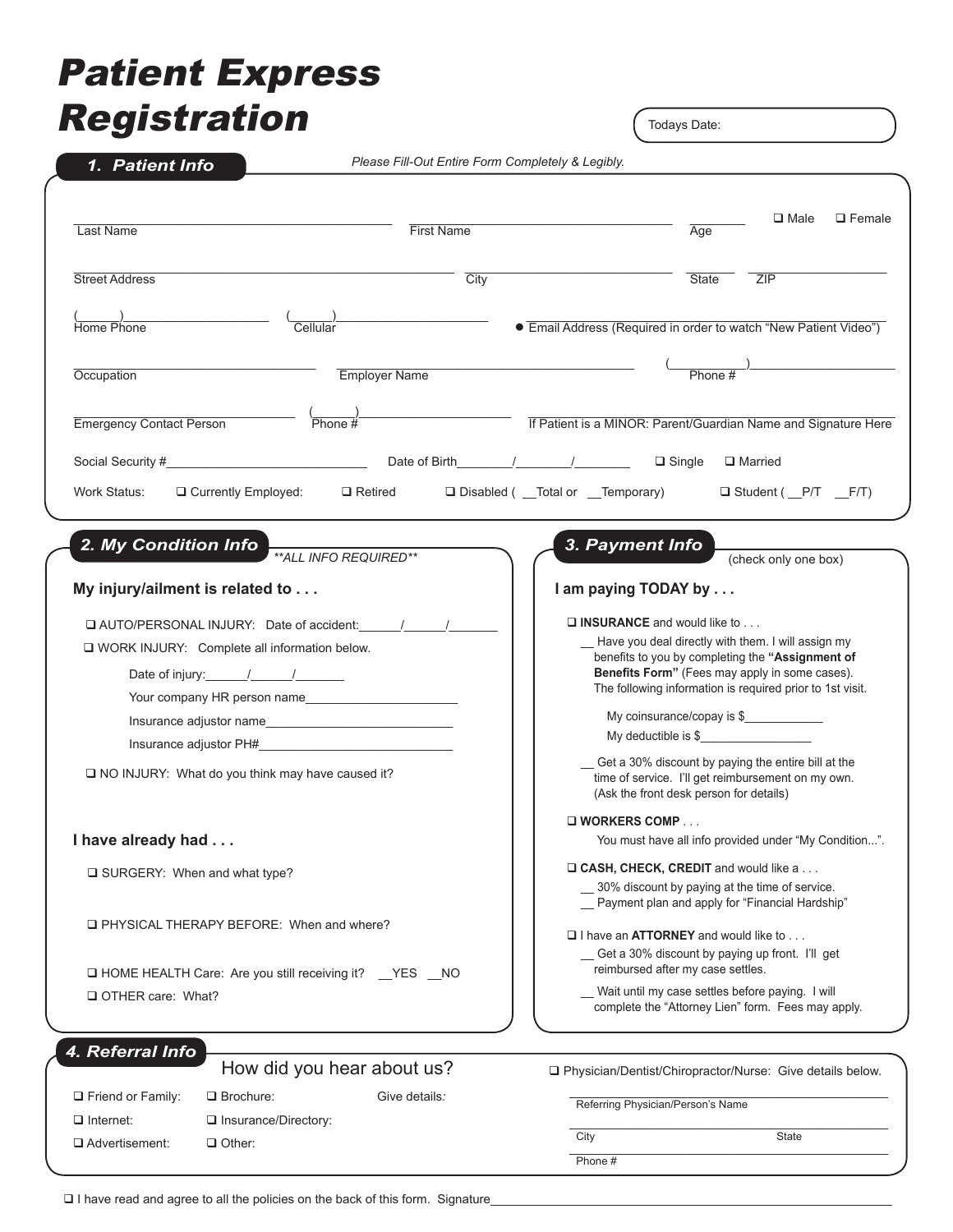# Patient Express Registration

Todays Date:

## 1. Patient Info

*Please Fill-Out Entire Form Completely & Legibly.*

Last Name ______________________ First Name ______________________ Age ______ ❑ Male ❑ Female

Street Address ______________________ City ______________________ State ______ ZIP ______

(______)______________ Home Phone (______)______________ Cellular ● Email Address (Required in order to watch "New Patient Video")

Occupation ______________________ Employer Name ______________________ (__________)______________ Phone #

Emergency Contact Person ______________________ (______)______________ Phone # If Patient is a MINOR: Parent/Guardian Name and Signature Here ______________________

Social Security #______________________ Date of Birth________/________/________ ❑ Single ❑ Married

Work Status: ❑ Currently Employed: ❑ Retired ❑ Disabled ( __Total or __Temporary) ❑ Student ( __P/T __F/T)

## 2. My Condition Info

***ALL INFO REQUIRED***

**My injury/ailment is related to . . .**

❑ AUTO/PERSONAL INJURY: Date of accident:______/______/_______

❑ WORK INJURY: Complete all information below.

- Date of injury:______/______/_______
- Your company HR person name______________________
- Insurance adjustor name____________________________
- Insurance adjustor PH#_____________________________

❑ NO INJURY: What do you think may have caused it?

**I have already had . . .**

❑ SURGERY: When and what type?

❑ PHYSICAL THERAPY BEFORE: When and where?

❑ HOME HEALTH Care: Are you still receiving it? __YES __NO

❑ OTHER care: What?

## 3. Payment Info

(check only one box)

**I am paying TODAY by . . .**

❑ **INSURANCE** and would like to . . .

__ Have you deal directly with them. I will assign my benefits to you by completing the **"Assignment of Benefits Form"** (Fees may apply in some cases). The following information is required prior to 1st visit.

My coinsurance/copay is $____________

My deductible is $________________

__ Get a 30% discount by paying the entire bill at the time of service. I'll get reimbursement on my own. (Ask the front desk person for details)

❑ **WORKERS COMP** . . .

You must have all info provided under "My Condition...".

❑ **CASH, CHECK, CREDIT** and would like a . . .

__ 30% discount by paying at the time of service.

__ Payment plan and apply for "Financial Hardship"

❑ I have an **ATTORNEY** and would like to . . .

__ Get a 30% discount by paying up front. I'll get reimbursed after my case settles.

__ Wait until my case settles before paying. I will complete the "Attorney Lien" form. Fees may apply.

## 4. Referral Info

How did you hear about us?

❑ Friend or Family: ❑ Brochure: Give details:

❑ Internet: ❑ Insurance/Directory:

❑ Advertisement: ❑ Other:

❑ Physician/Dentist/Chiropractor/Nurse: Give details below.

Referring Physician/Person's Name ______________________

City ______________________ State ______

Phone # ______________________

❑ I have read and agree to all the policies on the back of this form. Signature______________________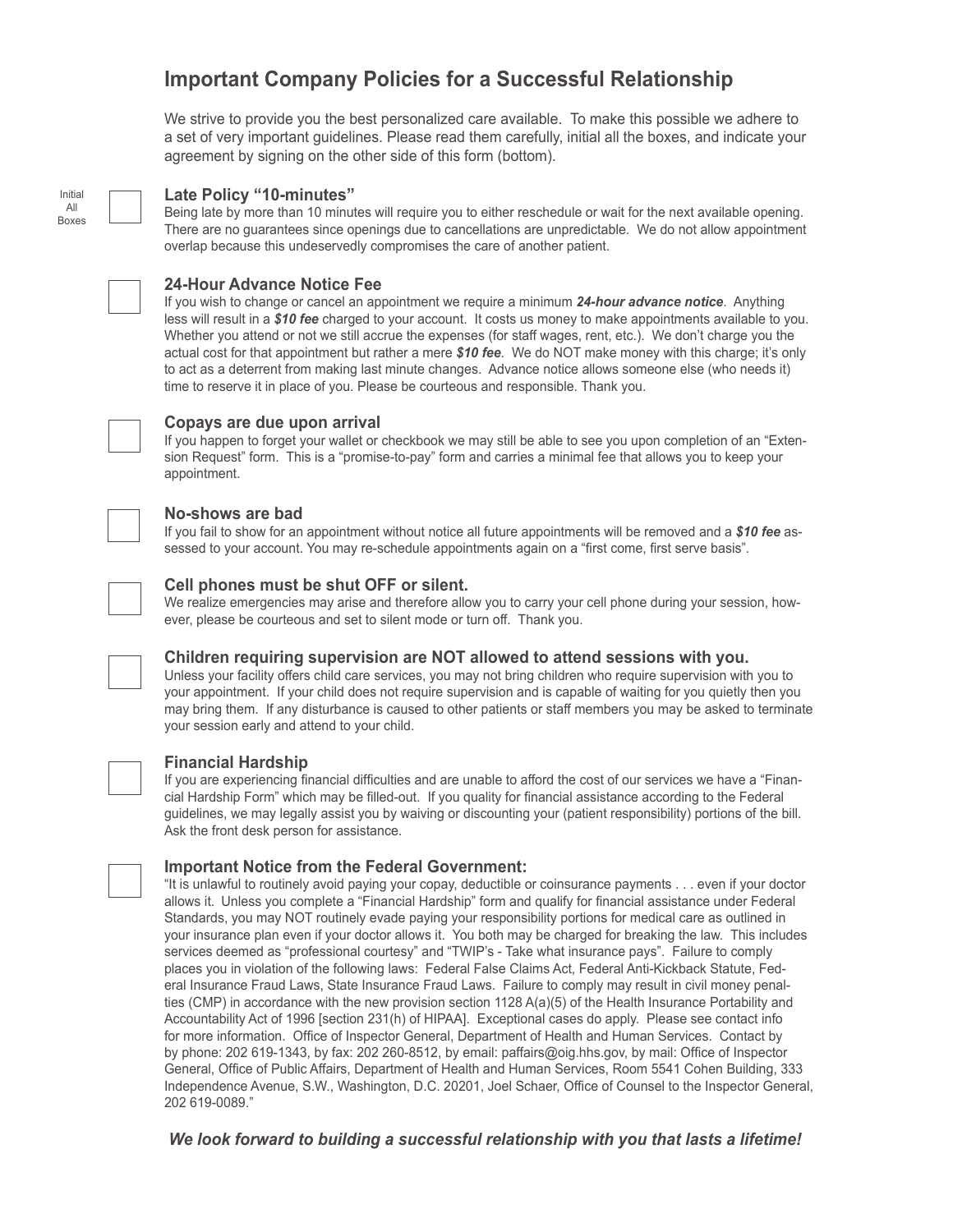# Important Company Policies for a Successful Relationship

We strive to provide you the best personalized care available. To make this possible we adhere to a set of very important guidelines. Please read them carefully, initial all the boxes, and indicate your agreement by signing on the other side of this form (bottom).

Initial All Boxes

☐ **Late Policy "10-minutes"**

Being late by more than 10 minutes will require you to either reschedule or wait for the next available opening. There are no guarantees since openings due to cancellations are unpredictable. We do not allow appointment overlap because this undeservedly compromises the care of another patient.

☐ **24-Hour Advance Notice Fee**

If you wish to change or cancel an appointment we require a minimum ***24-hour advance notice***. Anything less will result in a ***$10 fee*** charged to your account. It costs us money to make appointments available to you. Whether you attend or not we still accrue the expenses (for staff wages, rent, etc.). We don't charge you the actual cost for that appointment but rather a mere ***$10 fee***. We do NOT make money with this charge; it's only to act as a deterrent from making last minute changes. Advance notice allows someone else (who needs it) time to reserve it in place of you. Please be courteous and responsible. Thank you.

☐ **Copays are due upon arrival**

If you happen to forget your wallet or checkbook we may still be able to see you upon completion of an "Extension Request" form. This is a "promise-to-pay" form and carries a minimal fee that allows you to keep your appointment.

☐ **No-shows are bad**

If you fail to show for an appointment without notice all future appointments will be removed and a ***$10 fee*** assessed to your account. You may re-schedule appointments again on a "first come, first serve basis".

☐ **Cell phones must be shut OFF or silent.**

We realize emergencies may arise and therefore allow you to carry your cell phone during your session, however, please be courteous and set to silent mode or turn off. Thank you.

☐ **Children requiring supervision are NOT allowed to attend sessions with you.**

Unless your facility offers child care services, you may not bring children who require supervision with you to your appointment. If your child does not require supervision and is capable of waiting for you quietly then you may bring them. If any disturbance is caused to other patients or staff members you may be asked to terminate your session early and attend to your child.

☐ **Financial Hardship**

If you are experiencing financial difficulties and are unable to afford the cost of our services we have a "Financial Hardship Form" which may be filled-out. If you quality for financial assistance according to the Federal guidelines, we may legally assist you by waiving or discounting your (patient responsibility) portions of the bill. Ask the front desk person for assistance.

☐ **Important Notice from the Federal Government:**

"It is unlawful to routinely avoid paying your copay, deductible or coinsurance payments . . . even if your doctor allows it. Unless you complete a "Financial Hardship" form and qualify for financial assistance under Federal Standards, you may NOT routinely evade paying your responsibility portions for medical care as outlined in your insurance plan even if your doctor allows it. You both may be charged for breaking the law. This includes services deemed as "professional courtesy" and "TWIP's - Take what insurance pays". Failure to comply places you in violation of the following laws: Federal False Claims Act, Federal Anti-Kickback Statute, Federal Insurance Fraud Laws, State Insurance Fraud Laws. Failure to comply may result in civil money penalties (CMP) in accordance with the new provision section 1128 A(a)(5) of the Health Insurance Portability and Accountability Act of 1996 [section 231(h) of HIPAA]. Exceptional cases do apply. Please see contact info for more information. Office of Inspector General, Department of Health and Human Services. Contact by by phone: 202 619-1343, by fax: 202 260-8512, by email: paffairs@oig.hhs.gov, by mail: Office of Inspector General, Office of Public Affairs, Department of Health and Human Services, Room 5541 Cohen Building, 333 Independence Avenue, S.W., Washington, D.C. 20201, Joel Schaer, Office of Counsel to the Inspector General, 202 619-0089."

***We look forward to building a successful relationship with you that lasts a lifetime!***